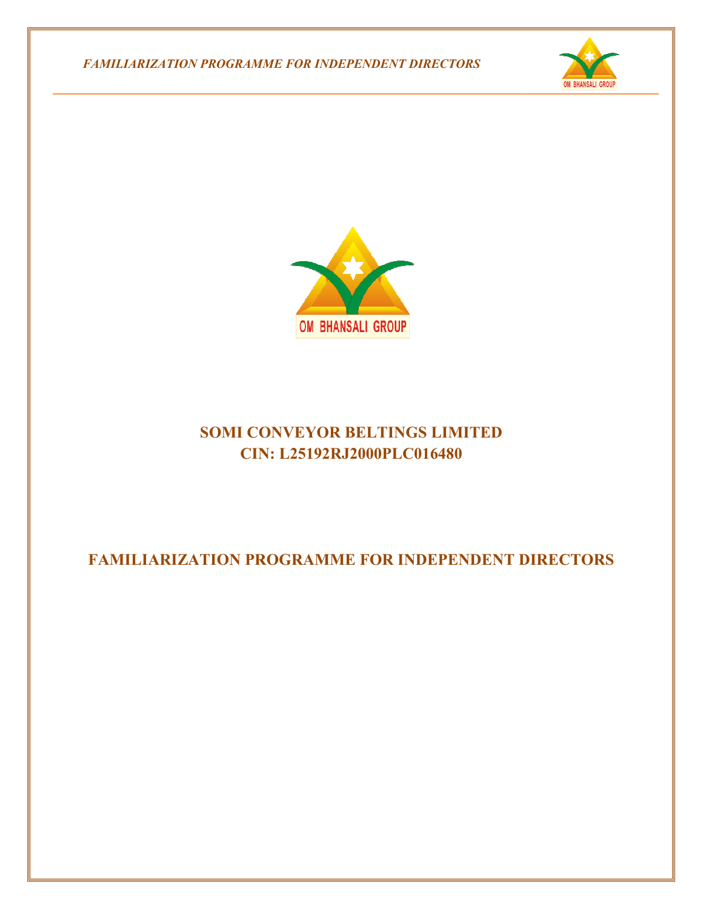# SOMI CONVEYOR BELTINGS LIMITED

## CIN: L25192RJ2000PLC016480

# FAMILIARIZATION PROGRAMME FOR INDEPENDENT DIRECTORS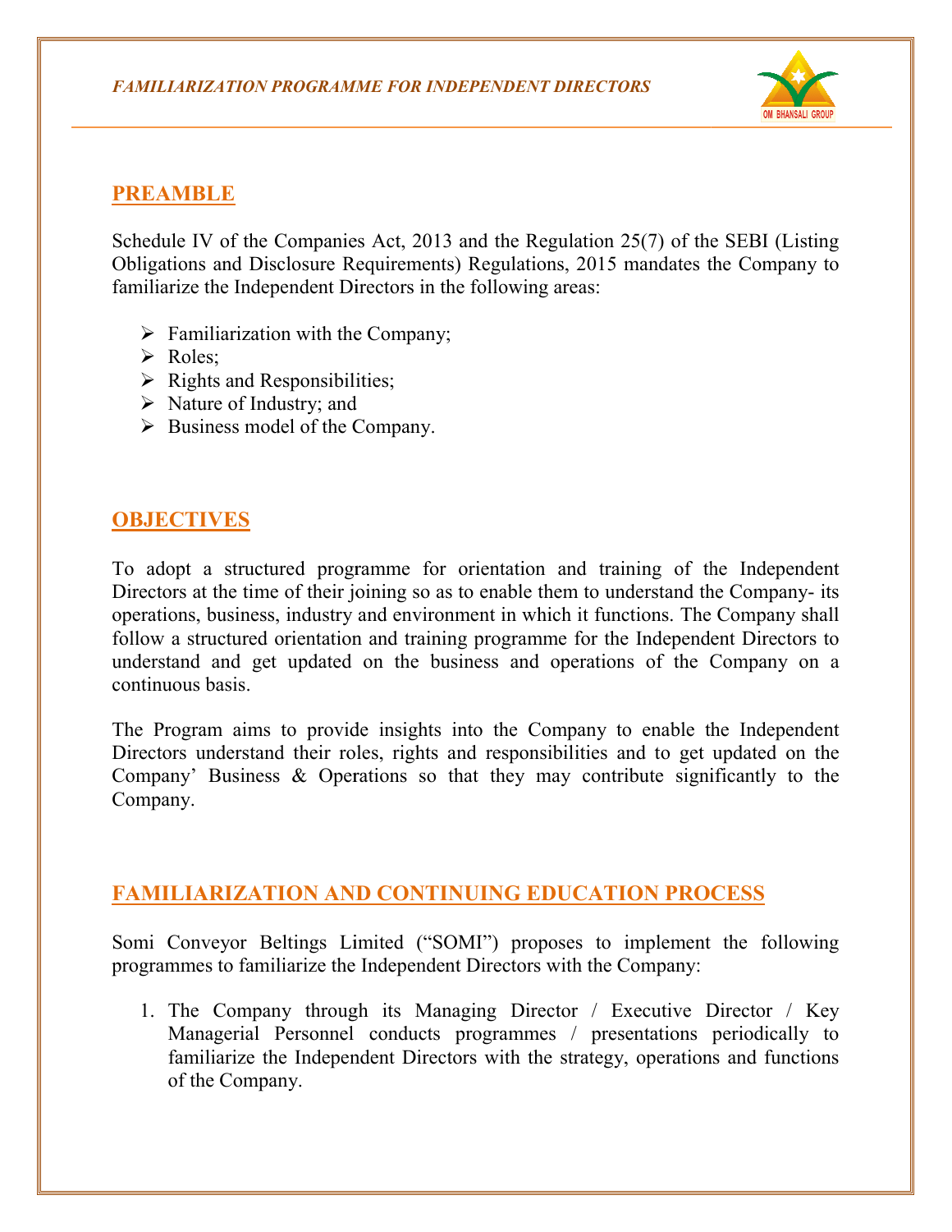## PREAMBLE

Schedule IV of the Companies Act, 2013 and the Regulation 25(7) of the SEBI (Listing Obligations and Disclosure Requirements) Regulations, 2015 mandates the Company to familiarize the Independent Directors in the following areas:

- Familiarization with the Company;
- Roles;
- Rights and Responsibilities;
- Nature of Industry; and
- Business model of the Company.

## OBJECTIVES

To adopt a structured programme for orientation and training of the Independent Directors at the time of their joining so as to enable them to understand the Company- its operations, business, industry and environment in which it functions. The Company shall follow a structured orientation and training programme for the Independent Directors to understand and get updated on the business and operations of the Company on a continuous basis.

The Program aims to provide insights into the Company to enable the Independent Directors understand their roles, rights and responsibilities and to get updated on the Company' Business & Operations so that they may contribute significantly to the Company.

## FAMILIARIZATION AND CONTINUING EDUCATION PROCESS

Somi Conveyor Beltings Limited ("SOMI") proposes to implement the following programmes to familiarize the Independent Directors with the Company:

1. The Company through its Managing Director / Executive Director / Key Managerial Personnel conducts programmes / presentations periodically to familiarize the Independent Directors with the strategy, operations and functions of the Company.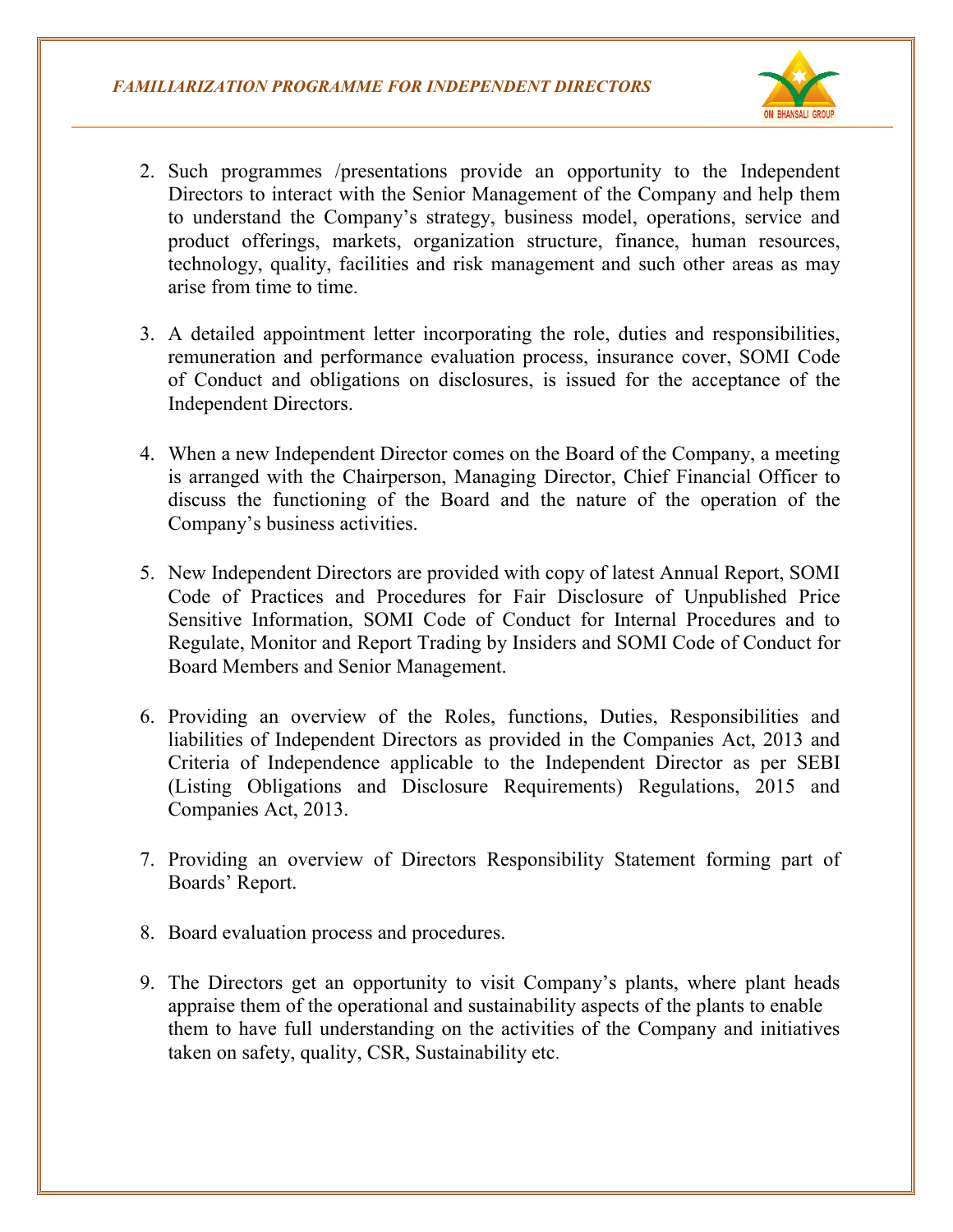2. Such programmes /presentations provide an opportunity to the Independent Directors to interact with the Senior Management of the Company and help them to understand the Company's strategy, business model, operations, service and product offerings, markets, organization structure, finance, human resources, technology, quality, facilities and risk management and such other areas as may arise from time to time.

3. A detailed appointment letter incorporating the role, duties and responsibilities, remuneration and performance evaluation process, insurance cover, SOMI Code of Conduct and obligations on disclosures, is issued for the acceptance of the Independent Directors.

4. When a new Independent Director comes on the Board of the Company, a meeting is arranged with the Chairperson, Managing Director, Chief Financial Officer to discuss the functioning of the Board and the nature of the operation of the Company's business activities.

5. New Independent Directors are provided with copy of latest Annual Report, SOMI Code of Practices and Procedures for Fair Disclosure of Unpublished Price Sensitive Information, SOMI Code of Conduct for Internal Procedures and to Regulate, Monitor and Report Trading by Insiders and SOMI Code of Conduct for Board Members and Senior Management.

6. Providing an overview of the Roles, functions, Duties, Responsibilities and liabilities of Independent Directors as provided in the Companies Act, 2013 and Criteria of Independence applicable to the Independent Director as per SEBI (Listing Obligations and Disclosure Requirements) Regulations, 2015 and Companies Act, 2013.

7. Providing an overview of Directors Responsibility Statement forming part of Boards' Report.

8. Board evaluation process and procedures.

9. The Directors get an opportunity to visit Company's plants, where plant heads appraise them of the operational and sustainability aspects of the plants to enable them to have full understanding on the activities of the Company and initiatives taken on safety, quality, CSR, Sustainability etc.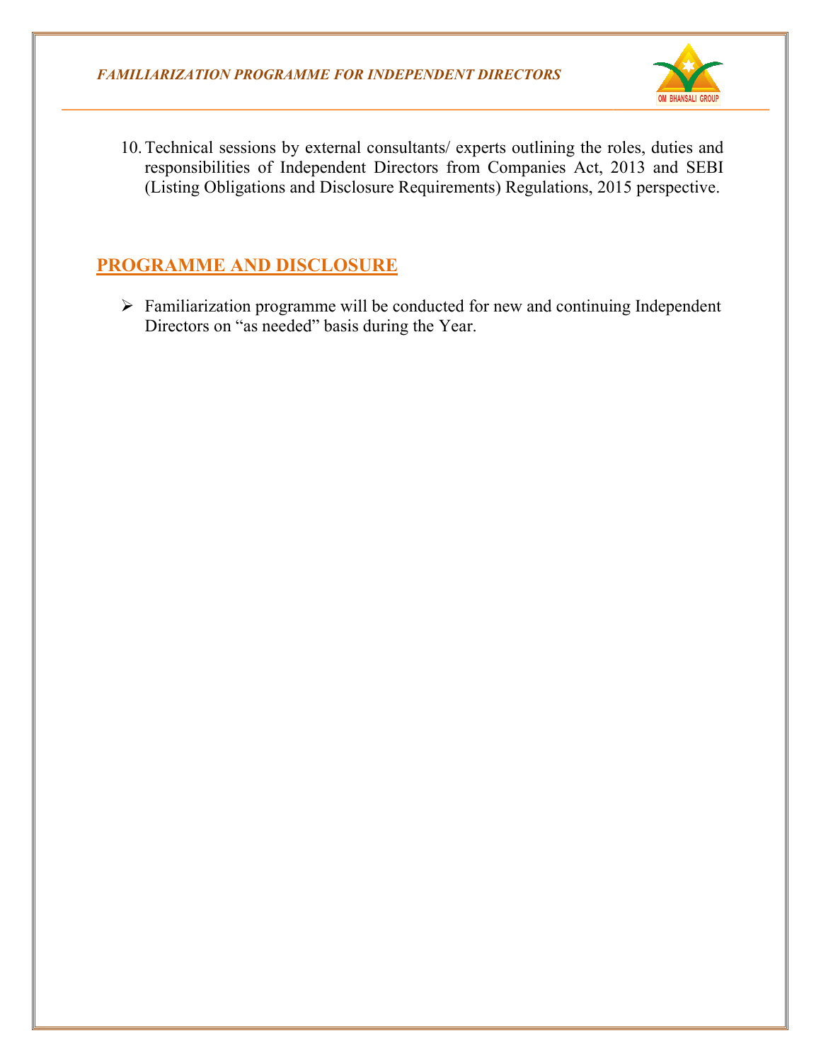10. Technical sessions by external consultants/ experts outlining the roles, duties and responsibilities of Independent Directors from Companies Act, 2013 and SEBI (Listing Obligations and Disclosure Requirements) Regulations, 2015 perspective.

## PROGRAMME AND DISCLOSURE

- Familiarization programme will be conducted for new and continuing Independent Directors on "as needed" basis during the Year.